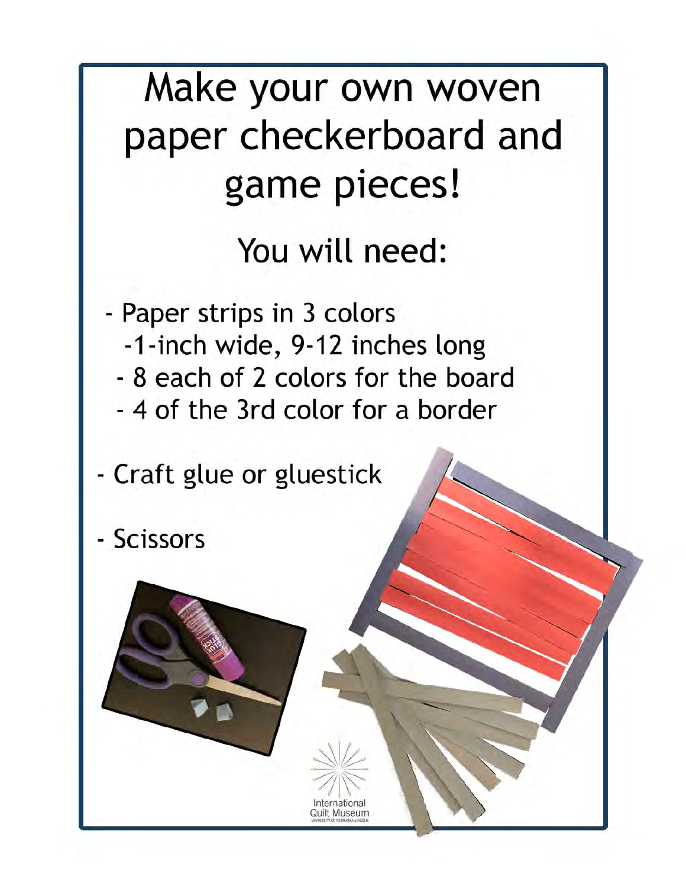# Make your own woven paper checkerboard and game pieces!

## You will need:

- Paper strips in 3 colors
  - 1-inch wide, 9-12 inches long
  - 8 each of 2 colors for the board
  - 4 of the 3rd color for a border
- Craft glue or gluestick
- Scissors

International Quilt Museum
UNIVERSITY OF NEBRASKA-LINCOLN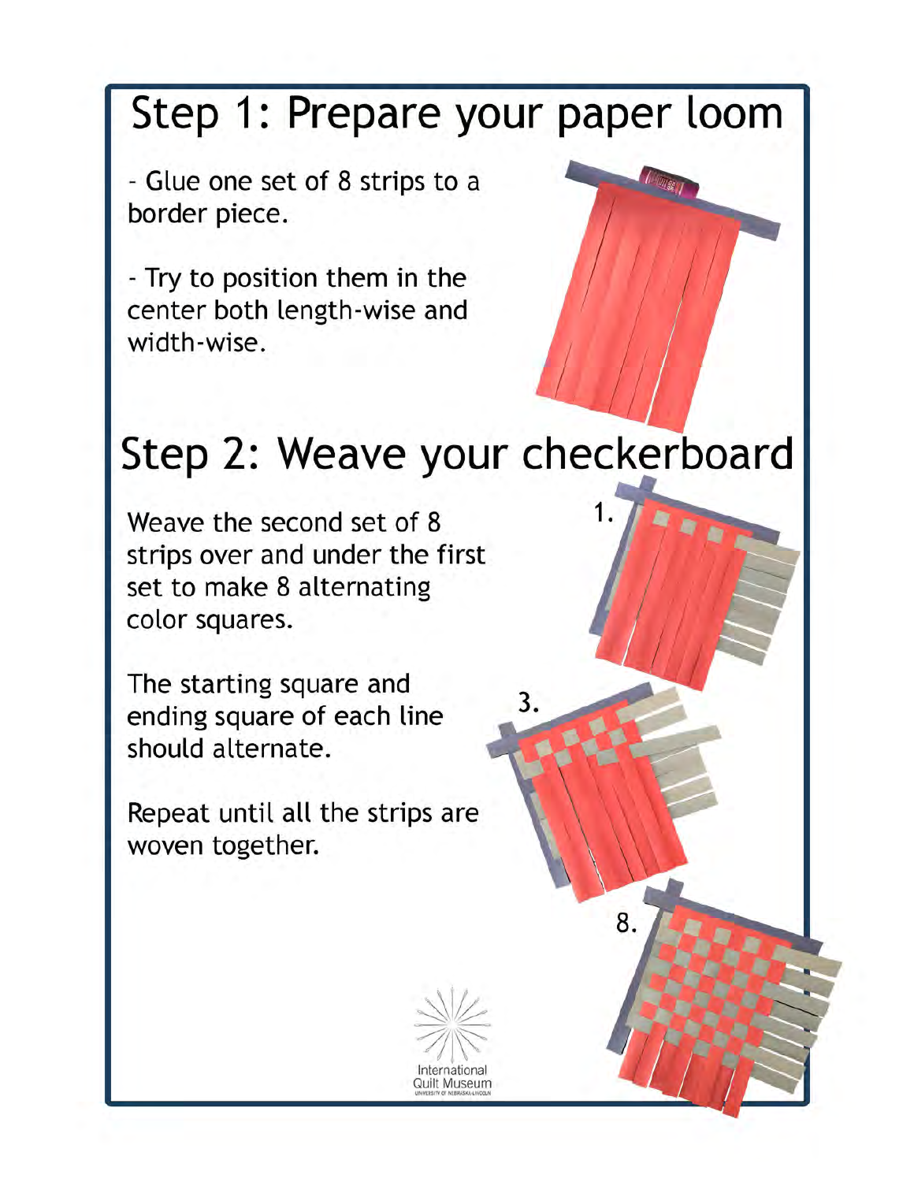# Step 1: Prepare your paper loom

- Glue one set of 8 strips to a border piece.

- Try to position them in the center both length-wise and width-wise.

# Step 2: Weave your checkerboard

Weave the second set of 8 strips over and under the first set to make 8 alternating color squares.

The starting square and ending square of each line should alternate.

Repeat until all the strips are woven together.

1.

3.

8.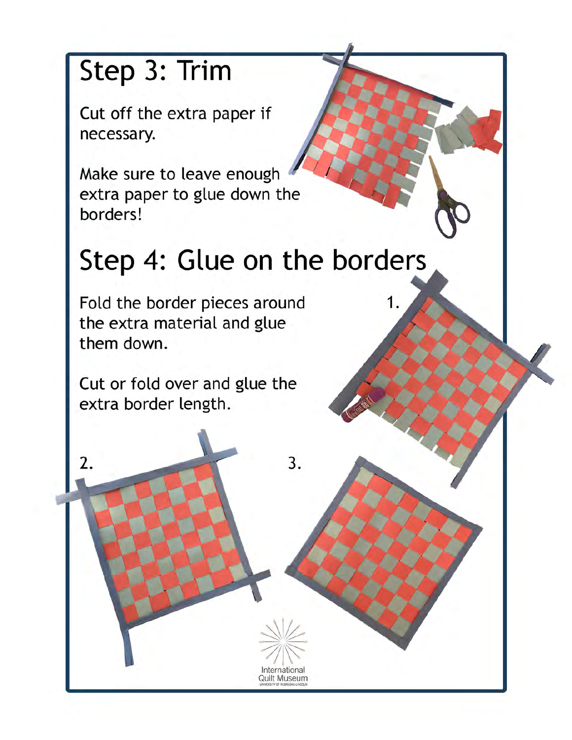# Step 3: Trim

Cut off the extra paper if necessary.

Make sure to leave enough extra paper to glue down the borders!

# Step 4: Glue on the borders

Fold the border pieces around the extra material and glue them down.

Cut or fold over and glue the extra border length.

1.

2.

3.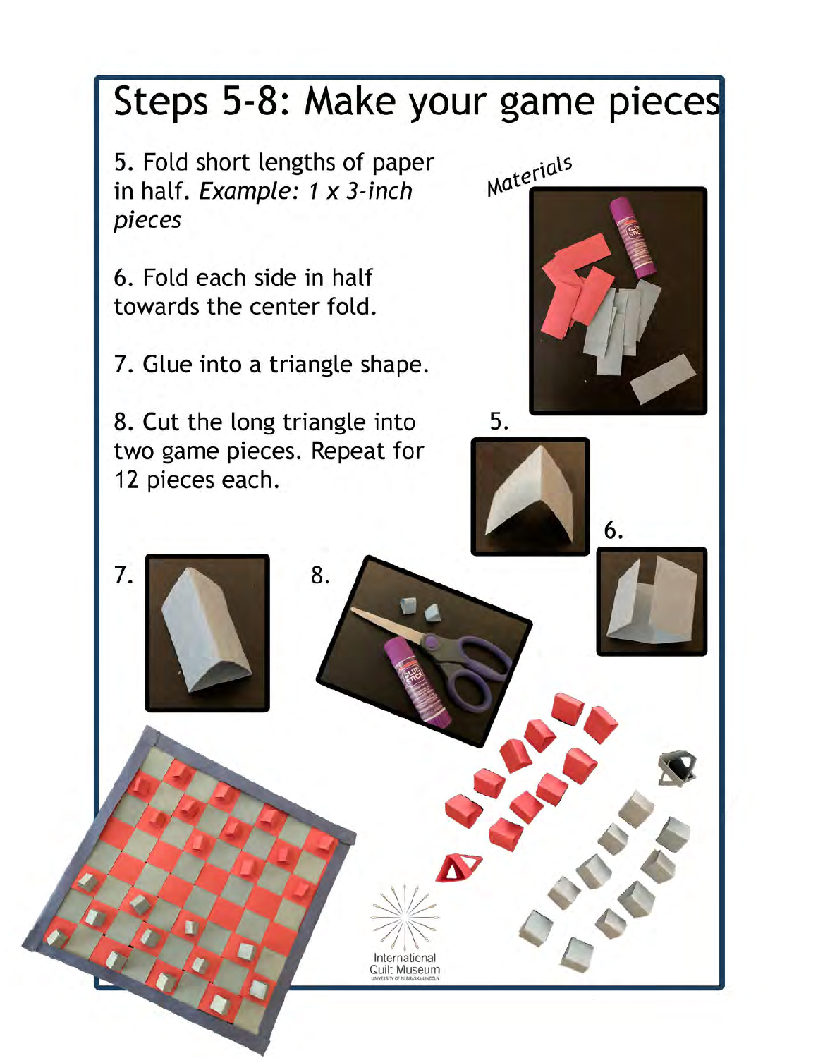# Steps 5-8: Make your game pieces

5. Fold short lengths of paper in half. *Example: 1 x 3-inch pieces*

6. Fold each side in half towards the center fold.

7. Glue into a triangle shape.

8. Cut the long triangle into two game pieces. Repeat for 12 pieces each.

Materials

5.

6.

7.

8.

International Quilt Museum
UNIVERSITY OF NEBRASKA-LINCOLN